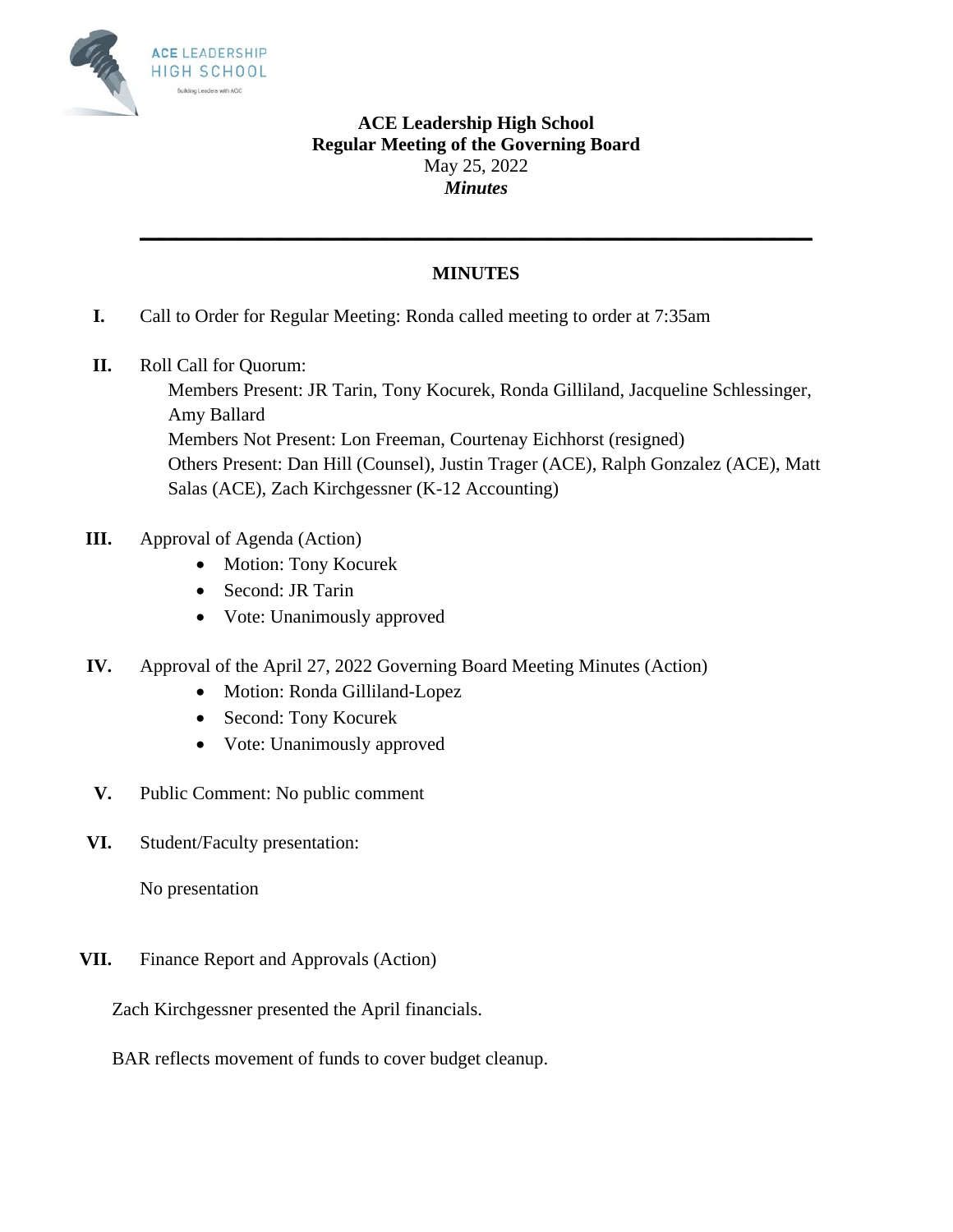ACE LEADERSHIP HIGH SCHOOL
Building Leaders with ACE

**ACE Leadership High School**
**Regular Meeting of the Governing Board**
May 25, 2022
***Minutes***

---

## MINUTES

**I.** Call to Order for Regular Meeting: Ronda called meeting to order at 7:35am

**II.** Roll Call for Quorum:
Members Present: JR Tarin, Tony Kocurek, Ronda Gilliland, Jacqueline Schlessinger, Amy Ballard
Members Not Present: Lon Freeman, Courtenay Eichhorst (resigned)
Others Present: Dan Hill (Counsel), Justin Trager (ACE), Ralph Gonzalez (ACE), Matt Salas (ACE), Zach Kirchgessner (K-12 Accounting)

**III.** Approval of Agenda (Action)
- Motion: Tony Kocurek
- Second: JR Tarin
- Vote: Unanimously approved

**IV.** Approval of the April 27, 2022 Governing Board Meeting Minutes (Action)
- Motion: Ronda Gilliland-Lopez
- Second: Tony Kocurek
- Vote: Unanimously approved

**V.** Public Comment: No public comment

**VI.** Student/Faculty presentation:

No presentation

**VII.** Finance Report and Approvals (Action)

Zach Kirchgessner presented the April financials.

BAR reflects movement of funds to cover budget cleanup.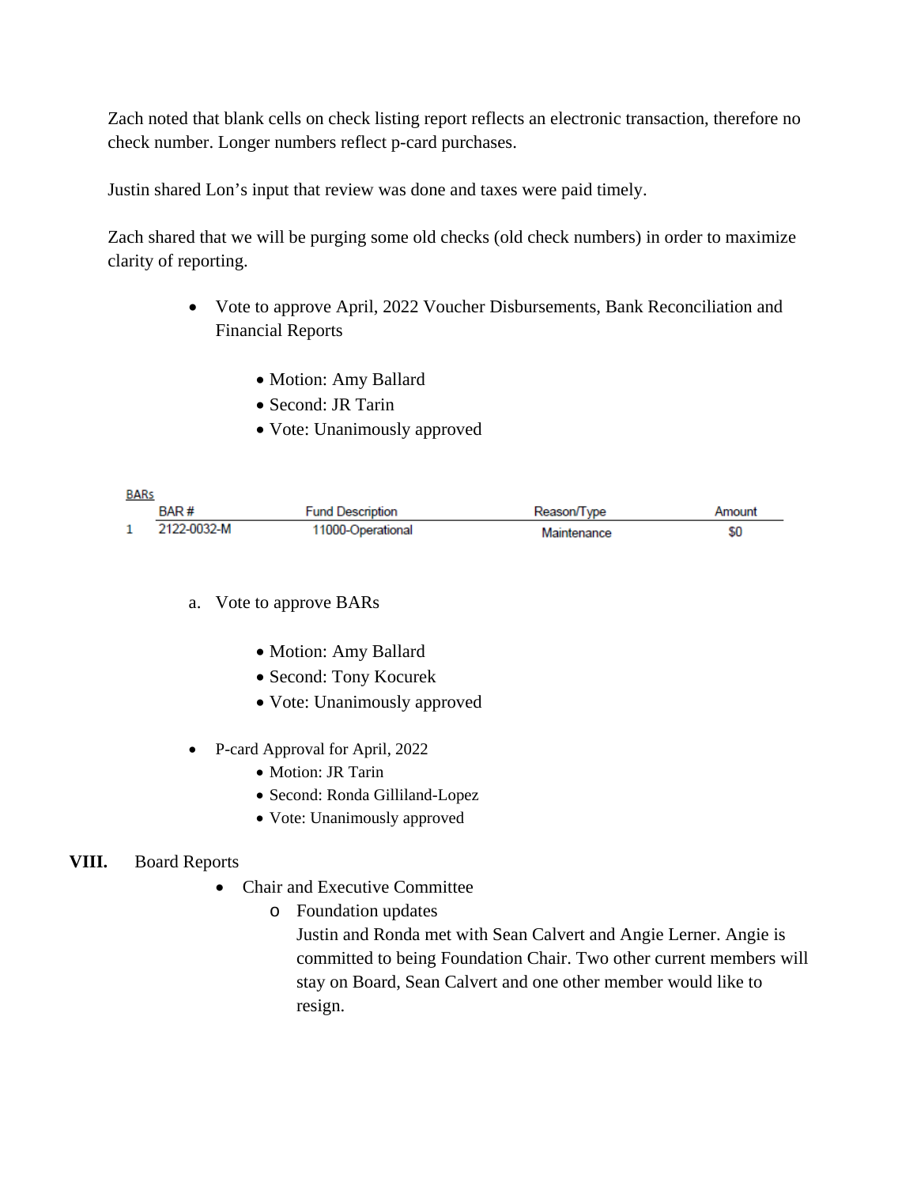Zach noted that blank cells on check listing report reflects an electronic transaction, therefore no check number. Longer numbers reflect p-card purchases.

Justin shared Lon's input that review was done and taxes were paid timely.

Zach shared that we will be purging some old checks (old check numbers) in order to maximize clarity of reporting.

- Vote to approve April, 2022 Voucher Disbursements, Bank Reconciliation and Financial Reports
  - Motion: Amy Ballard
  - Second: JR Tarin
  - Vote: Unanimously approved

BARs

| | BAR # | Fund Description | Reason/Type | Amount |
|---|---|---|---|---|
| 1 | 2122-0032-M | 11000-Operational | Maintenance | $0 |

a. Vote to approve BARs
  - Motion: Amy Ballard
  - Second: Tony Kocurek
  - Vote: Unanimously approved

- P-card Approval for April, 2022
  - Motion: JR Tarin
  - Second: Ronda Gilliland-Lopez
  - Vote: Unanimously approved

**VIII.** Board Reports

- Chair and Executive Committee
  - Foundation updates

    Justin and Ronda met with Sean Calvert and Angie Lerner. Angie is committed to being Foundation Chair. Two other current members will stay on Board, Sean Calvert and one other member would like to resign.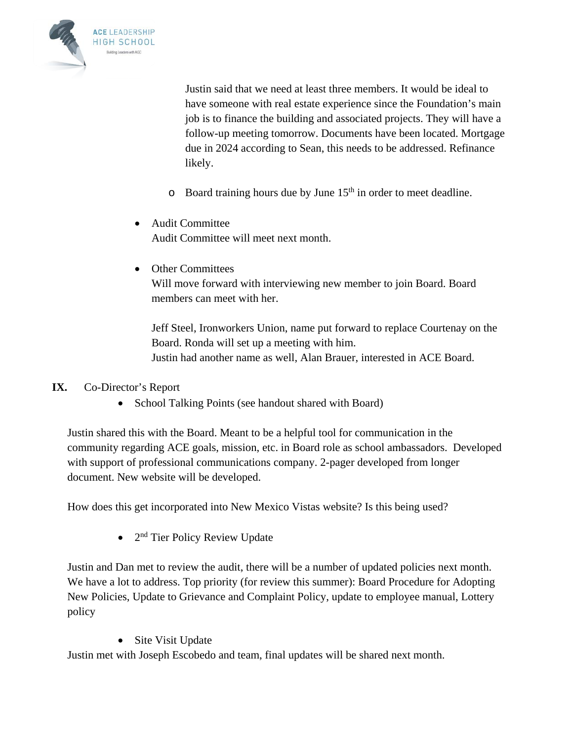Justin said that we need at least three members. It would be ideal to have someone with real estate experience since the Foundation's main job is to finance the building and associated projects. They will have a follow-up meeting tomorrow. Documents have been located. Mortgage due in 2024 according to Sean, this needs to be addressed. Refinance likely.

  - Board training hours due by June 15th in order to meet deadline.

- Audit Committee

  Audit Committee will meet next month.

- Other Committees

  Will move forward with interviewing new member to join Board. Board members can meet with her.

  Jeff Steel, Ironworkers Union, name put forward to replace Courtenay on the Board. Ronda will set up a meeting with him.
  Justin had another name as well, Alan Brauer, interested in ACE Board.

**IX.** Co-Director's Report

- School Talking Points (see handout shared with Board)

Justin shared this with the Board. Meant to be a helpful tool for communication in the community regarding ACE goals, mission, etc. in Board role as school ambassadors. Developed with support of professional communications company. 2-pager developed from longer document. New website will be developed.

How does this get incorporated into New Mexico Vistas website? Is this being used?

- 2nd Tier Policy Review Update

Justin and Dan met to review the audit, there will be a number of updated policies next month. We have a lot to address. Top priority (for review this summer): Board Procedure for Adopting New Policies, Update to Grievance and Complaint Policy, update to employee manual, Lottery policy

- Site Visit Update

Justin met with Joseph Escobedo and team, final updates will be shared next month.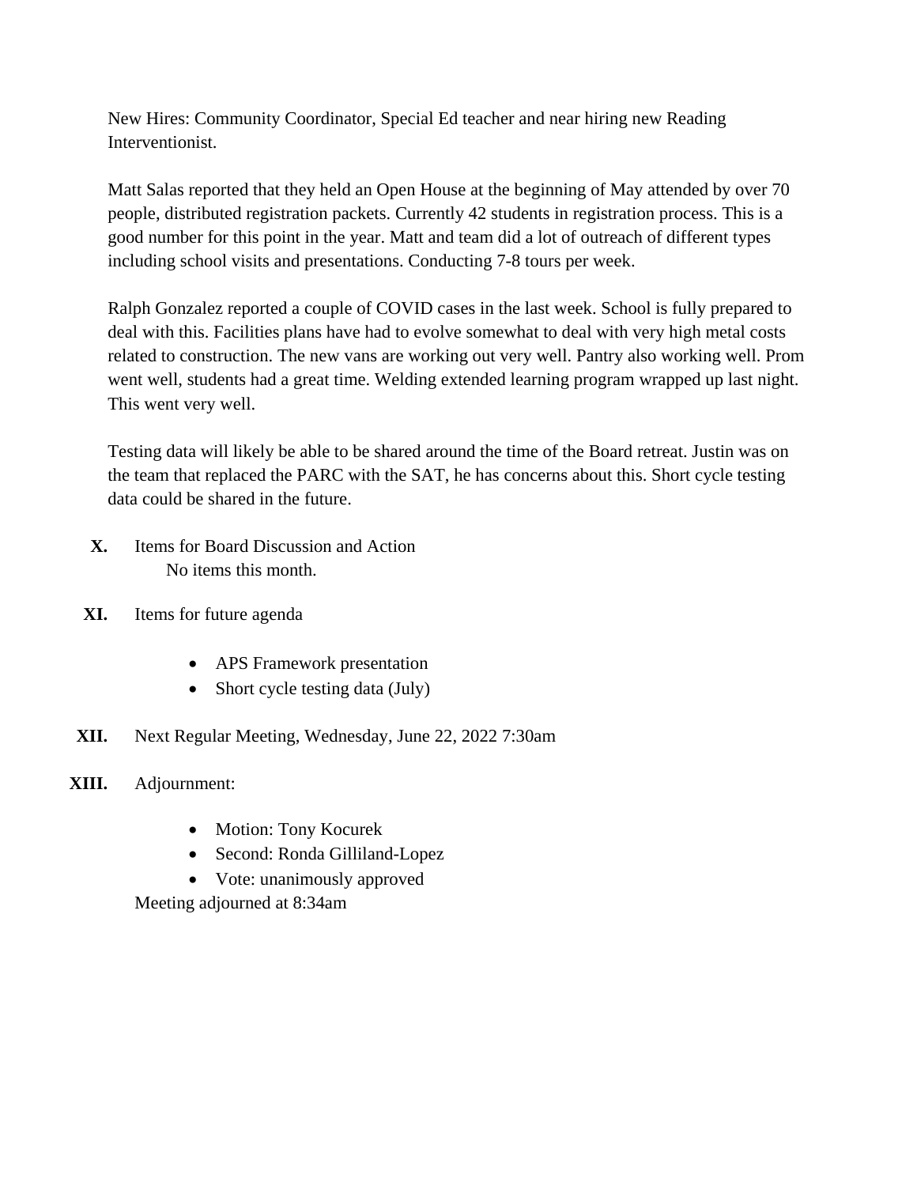New Hires: Community Coordinator, Special Ed teacher and near hiring new Reading Interventionist.

Matt Salas reported that they held an Open House at the beginning of May attended by over 70 people, distributed registration packets. Currently 42 students in registration process. This is a good number for this point in the year. Matt and team did a lot of outreach of different types including school visits and presentations. Conducting 7-8 tours per week.

Ralph Gonzalez reported a couple of COVID cases in the last week. School is fully prepared to deal with this. Facilities plans have had to evolve somewhat to deal with very high metal costs related to construction. The new vans are working out very well. Pantry also working well. Prom went well, students had a great time. Welding extended learning program wrapped up last night. This went very well.

Testing data will likely be able to be shared around the time of the Board retreat. Justin was on the team that replaced the PARC with the SAT, he has concerns about this. Short cycle testing data could be shared in the future.

**X.** Items for Board Discussion and Action

No items this month.

**XI.** Items for future agenda

- APS Framework presentation
- Short cycle testing data (July)

**XII.** Next Regular Meeting, Wednesday, June 22, 2022 7:30am

**XIII.** Adjournment:

- Motion: Tony Kocurek
- Second: Ronda Gilliland-Lopez
- Vote: unanimously approved

Meeting adjourned at 8:34am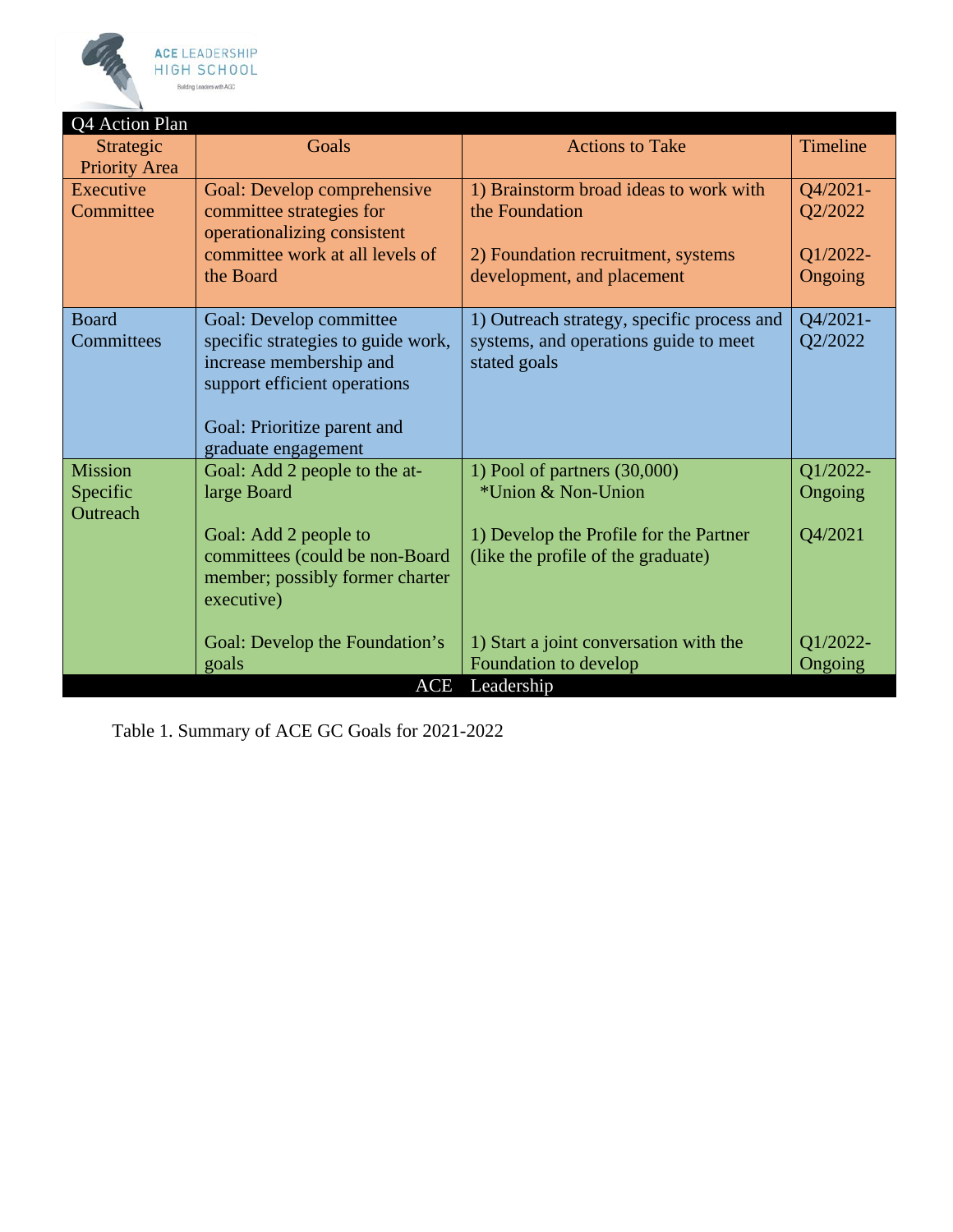| Q4 Action Plan | | | |
|---|---|---|---|
| Strategic Priority Area | Goals | Actions to Take | Timeline |
| Executive Committee | Goal: Develop comprehensive committee strategies for operationalizing consistent committee work at all levels of the Board | 1) Brainstorm broad ideas to work with the Foundation<br><br>2) Foundation recruitment, systems development, and placement | Q4/2021-Q2/2022<br><br>Q1/2022-Ongoing |
| Board Committees | Goal: Develop committee specific strategies to guide work, increase membership and support efficient operations<br><br>Goal: Prioritize parent and graduate engagement | 1) Outreach strategy, specific process and systems, and operations guide to meet stated goals | Q4/2021-Q2/2022 |
| Mission Specific Outreach | Goal: Add 2 people to the at-large Board<br><br>Goal: Add 2 people to committees (could be non-Board member; possibly former charter executive)<br><br>Goal: Develop the Foundation's goals | 1) Pool of partners (30,000) *Union & Non-Union<br><br>1) Develop the Profile for the Partner (like the profile of the graduate)<br><br>1) Start a joint conversation with the Foundation to develop | Q1/2022-Ongoing<br><br>Q4/2021<br><br>Q1/2022-Ongoing |
| ACE Leadership | | | |

Table 1. Summary of ACE GC Goals for 2021-2022